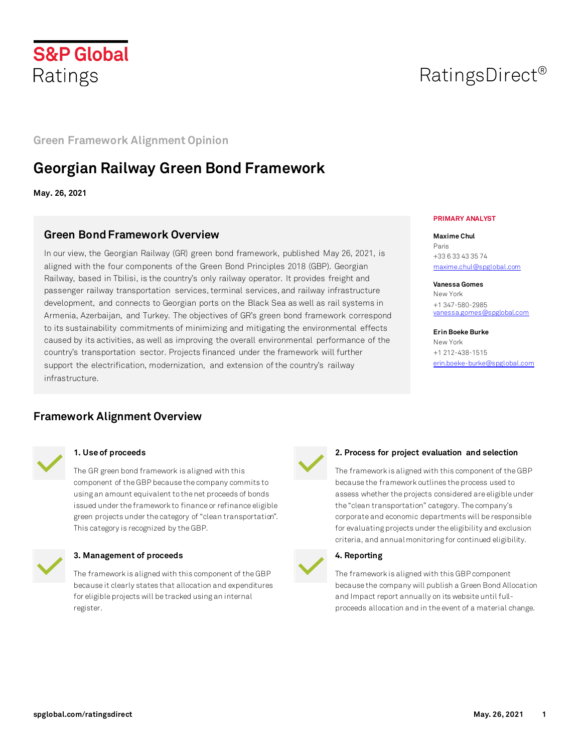S&P Global Ratings

RatingsDirect®

Green Framework Alignment Opinion

# Georgian Railway Green Bond Framework

**May. 26, 2021**

## Green Bond Framework Overview

In our view, the Georgian Railway (GR) green bond framework, published May 26, 2021, is aligned with the four components of the Green Bond Principles 2018 (GBP). Georgian Railway, based in Tbilisi, is the country's only railway operator. It provides freight and passenger railway transportation services, terminal services, and railway infrastructure development, and connects to Georgian ports on the Black Sea as well as rail systems in Armenia, Azerbaijan, and Turkey. The objectives of GR's green bond framework correspond to its sustainability commitments of minimizing and mitigating the environmental effects caused by its activities, as well as improving the overall environmental performance of the country's transportation sector. Projects financed under the framework will further support the electrification, modernization, and extension of the country's railway infrastructure.

**PRIMARY ANALYST**

**Maxime Chul**
Paris
+33 6 33 43 35 74
maxime.chul@spglobal.com

**Vanessa Gomes**
New York
+1 347-580-2985
vanessa.gomes@spglobal.com

**Erin Boeke Burke**
New York
+1 212-438-1515
erin.boeke-burke@spglobal.com

## Framework Alignment Overview

### 1. Use of proceeds

The GR green bond framework is aligned with this component of the GBP because the company commits to using an amount equivalent to the net proceeds of bonds issued under the framework to finance or refinance eligible green projects under the category of "clean transportation". This category is recognized by the GBP.

### 2. Process for project evaluation and selection

The framework is aligned with this component of the GBP because the framework outlines the process used to assess whether the projects considered are eligible under the "clean transportation" category. The company's corporate and economic departments will be responsible for evaluating projects under the eligibility and exclusion criteria, and annual monitoring for continued eligibility.

### 3. Management of proceeds

The framework is aligned with this component of the GBP because it clearly states that allocation and expenditures for eligible projects will be tracked using an internal register.

### 4. Reporting

The framework is aligned with this GBP component because the company will publish a Green Bond Allocation and Impact report annually on its website until full-proceeds allocation and in the event of a material change.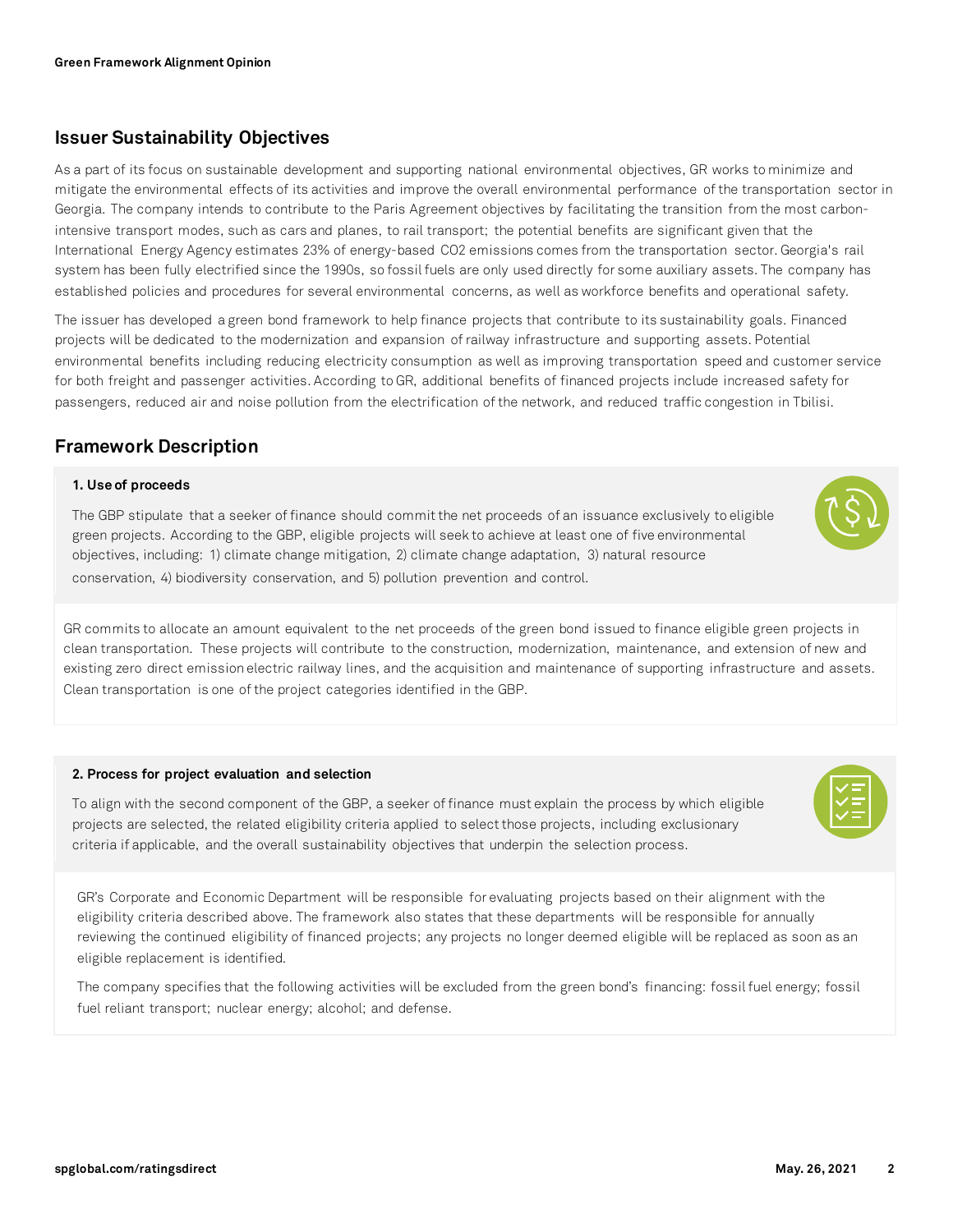## Issuer Sustainability Objectives

As a part of its focus on sustainable development and supporting national environmental objectives, GR works to minimize and mitigate the environmental effects of its activities and improve the overall environmental performance of the transportation sector in Georgia. The company intends to contribute to the Paris Agreement objectives by facilitating the transition from the most carbon-intensive transport modes, such as cars and planes, to rail transport; the potential benefits are significant given that the International Energy Agency estimates 23% of energy-based $CO_2$ emissions comes from the transportation sector. Georgia's rail system has been fully electrified since the 1990s, so fossil fuels are only used directly for some auxiliary assets. The company has established policies and procedures for several environmental concerns, as well as workforce benefits and operational safety.

The issuer has developed a green bond framework to help finance projects that contribute to its sustainability goals. Financed projects will be dedicated to the modernization and expansion of railway infrastructure and supporting assets. Potential environmental benefits including reducing electricity consumption as well as improving transportation speed and customer service for both freight and passenger activities. According to GR, additional benefits of financed projects include increased safety for passengers, reduced air and noise pollution from the electrification of the network, and reduced traffic congestion in Tbilisi.

## Framework Description

### 1. Use of proceeds

The GBP stipulate that a seeker of finance should commit the net proceeds of an issuance exclusively to eligible green projects. According to the GBP, eligible projects will seek to achieve at least one of five environmental objectives, including: 1) climate change mitigation, 2) climate change adaptation, 3) natural resource conservation, 4) biodiversity conservation, and 5) pollution prevention and control.

GR commits to allocate an amount equivalent to the net proceeds of the green bond issued to finance eligible green projects in clean transportation. These projects will contribute to the construction, modernization, maintenance, and extension of new and existing zero direct emission electric railway lines, and the acquisition and maintenance of supporting infrastructure and assets. Clean transportation is one of the project categories identified in the GBP.

### 2. Process for project evaluation and selection

To align with the second component of the GBP, a seeker of finance must explain the process by which eligible projects are selected, the related eligibility criteria applied to select those projects, including exclusionary criteria if applicable, and the overall sustainability objectives that underpin the selection process.

GR's Corporate and Economic Department will be responsible for evaluating projects based on their alignment with the eligibility criteria described above. The framework also states that these departments will be responsible for annually reviewing the continued eligibility of financed projects; any projects no longer deemed eligible will be replaced as soon as an eligible replacement is identified.

The company specifies that the following activities will be excluded from the green bond's financing: fossil fuel energy; fossil fuel reliant transport; nuclear energy; alcohol; and defense.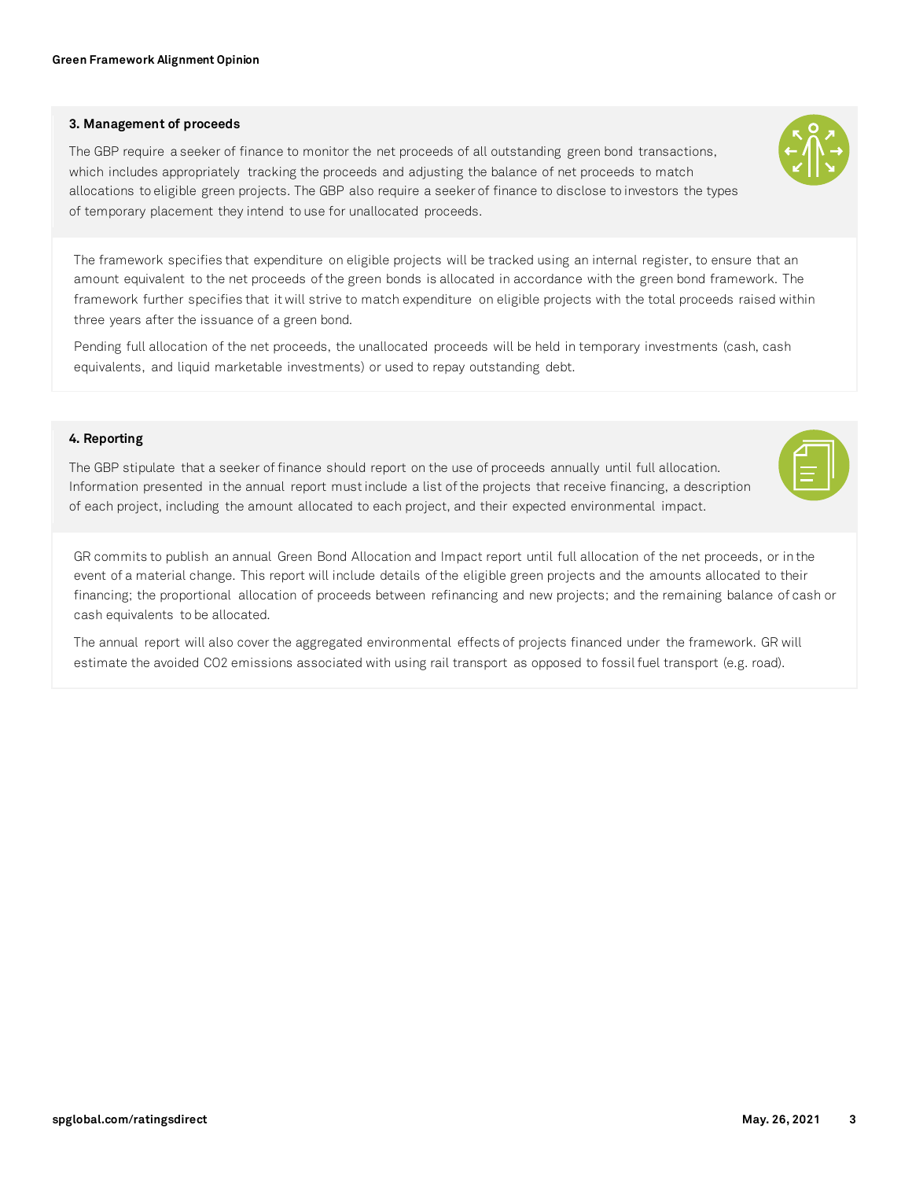### 3. Management of proceeds

The GBP require a seeker of finance to monitor the net proceeds of all outstanding green bond transactions, which includes appropriately tracking the proceeds and adjusting the balance of net proceeds to match allocations to eligible green projects. The GBP also require a seeker of finance to disclose to investors the types of temporary placement they intend to use for unallocated proceeds.

The framework specifies that expenditure on eligible projects will be tracked using an internal register, to ensure that an amount equivalent to the net proceeds of the green bonds is allocated in accordance with the green bond framework. The framework further specifies that it will strive to match expenditure on eligible projects with the total proceeds raised within three years after the issuance of a green bond.

Pending full allocation of the net proceeds, the unallocated proceeds will be held in temporary investments (cash, cash equivalents, and liquid marketable investments) or used to repay outstanding debt.

### 4. Reporting

The GBP stipulate that a seeker of finance should report on the use of proceeds annually until full allocation. Information presented in the annual report must include a list of the projects that receive financing, a description of each project, including the amount allocated to each project, and their expected environmental impact.

GR commits to publish an annual Green Bond Allocation and Impact report until full allocation of the net proceeds, or in the event of a material change. This report will include details of the eligible green projects and the amounts allocated to their financing; the proportional allocation of proceeds between refinancing and new projects; and the remaining balance of cash or cash equivalents to be allocated.

The annual report will also cover the aggregated environmental effects of projects financed under the framework. GR will estimate the avoided $CO_2$ emissions associated with using rail transport as opposed to fossil fuel transport (e.g. road).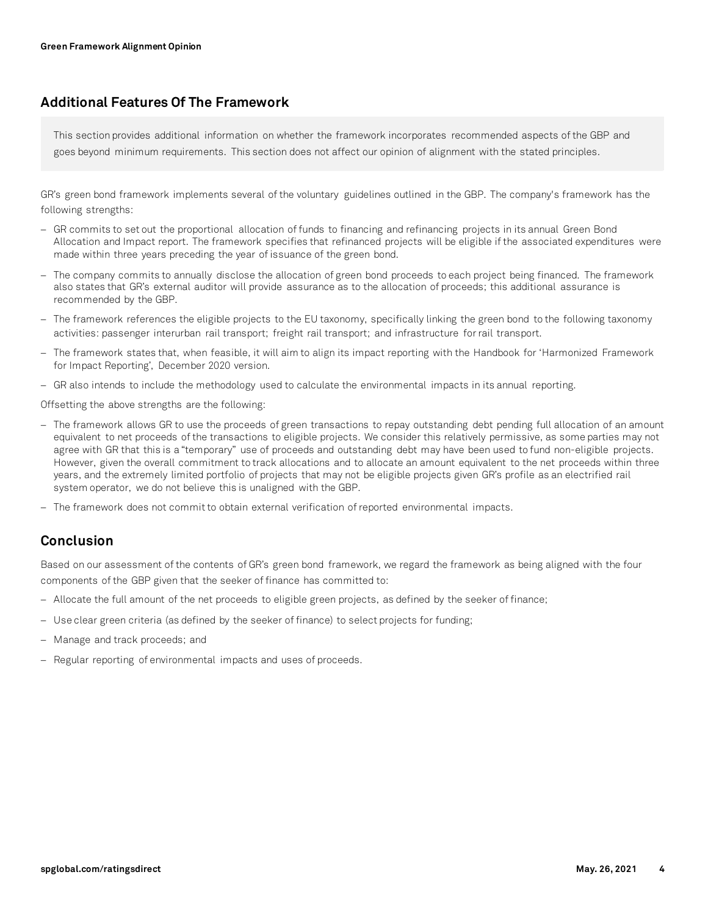## Additional Features Of The Framework

This section provides additional information on whether the framework incorporates recommended aspects of the GBP and goes beyond minimum requirements. This section does not affect our opinion of alignment with the stated principles.

GR's green bond framework implements several of the voluntary guidelines outlined in the GBP. The company's framework has the following strengths:

- GR commits to set out the proportional allocation of funds to financing and refinancing projects in its annual Green Bond Allocation and Impact report. The framework specifies that refinanced projects will be eligible if the associated expenditures were made within three years preceding the year of issuance of the green bond.
- The company commits to annually disclose the allocation of green bond proceeds to each project being financed. The framework also states that GR's external auditor will provide assurance as to the allocation of proceeds; this additional assurance is recommended by the GBP.
- The framework references the eligible projects to the EU taxonomy, specifically linking the green bond to the following taxonomy activities: passenger interurban rail transport; freight rail transport; and infrastructure for rail transport.
- The framework states that, when feasible, it will aim to align its impact reporting with the Handbook for 'Harmonized Framework for Impact Reporting', December 2020 version.
- GR also intends to include the methodology used to calculate the environmental impacts in its annual reporting.

Offsetting the above strengths are the following:

- The framework allows GR to use the proceeds of green transactions to repay outstanding debt pending full allocation of an amount equivalent to net proceeds of the transactions to eligible projects. We consider this relatively permissive, as some parties may not agree with GR that this is a "temporary" use of proceeds and outstanding debt may have been used to fund non-eligible projects. However, given the overall commitment to track allocations and to allocate an amount equivalent to the net proceeds within three years, and the extremely limited portfolio of projects that may not be eligible projects given GR's profile as an electrified rail system operator, we do not believe this is unaligned with the GBP.
- The framework does not commit to obtain external verification of reported environmental impacts.

## Conclusion

Based on our assessment of the contents of GR's green bond framework, we regard the framework as being aligned with the four components of the GBP given that the seeker of finance has committed to:

- Allocate the full amount of the net proceeds to eligible green projects, as defined by the seeker of finance;
- Use clear green criteria (as defined by the seeker of finance) to select projects for funding;
- Manage and track proceeds; and
- Regular reporting of environmental impacts and uses of proceeds.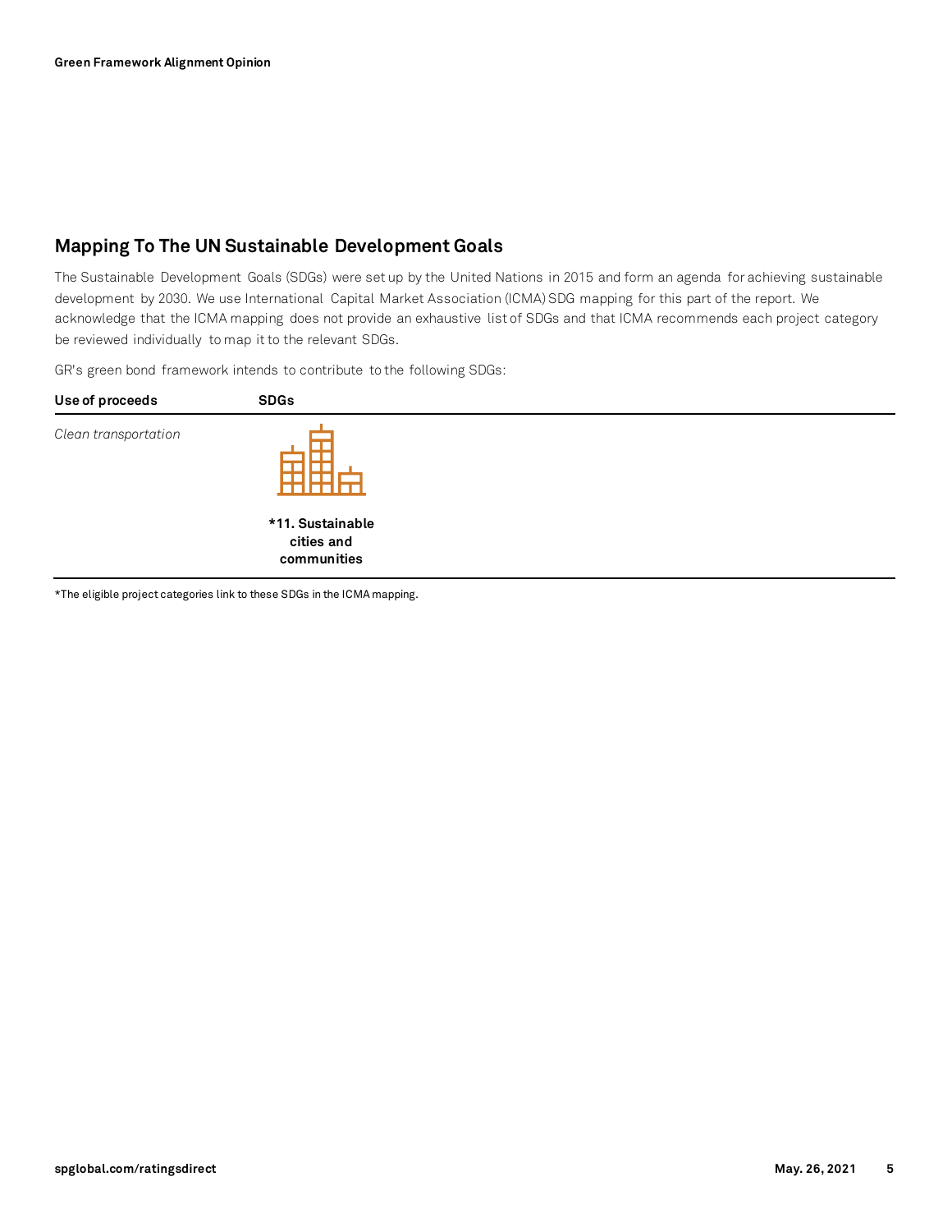## Mapping To The UN Sustainable Development Goals

The Sustainable Development Goals (SDGs) were set up by the United Nations in 2015 and form an agenda for achieving sustainable development by 2030. We use International Capital Market Association (ICMA) SDG mapping for this part of the report. We acknowledge that the ICMA mapping does not provide an exhaustive list of SDGs and that ICMA recommends each project category be reviewed individually to map it to the relevant SDGs.

GR's green bond framework intends to contribute to the following SDGs:

| Use of proceeds | SDGs |
| --- | --- |
| *Clean transportation* | ***11. Sustainable cities and communities** |

*The eligible project categories link to these SDGs in the ICMA mapping.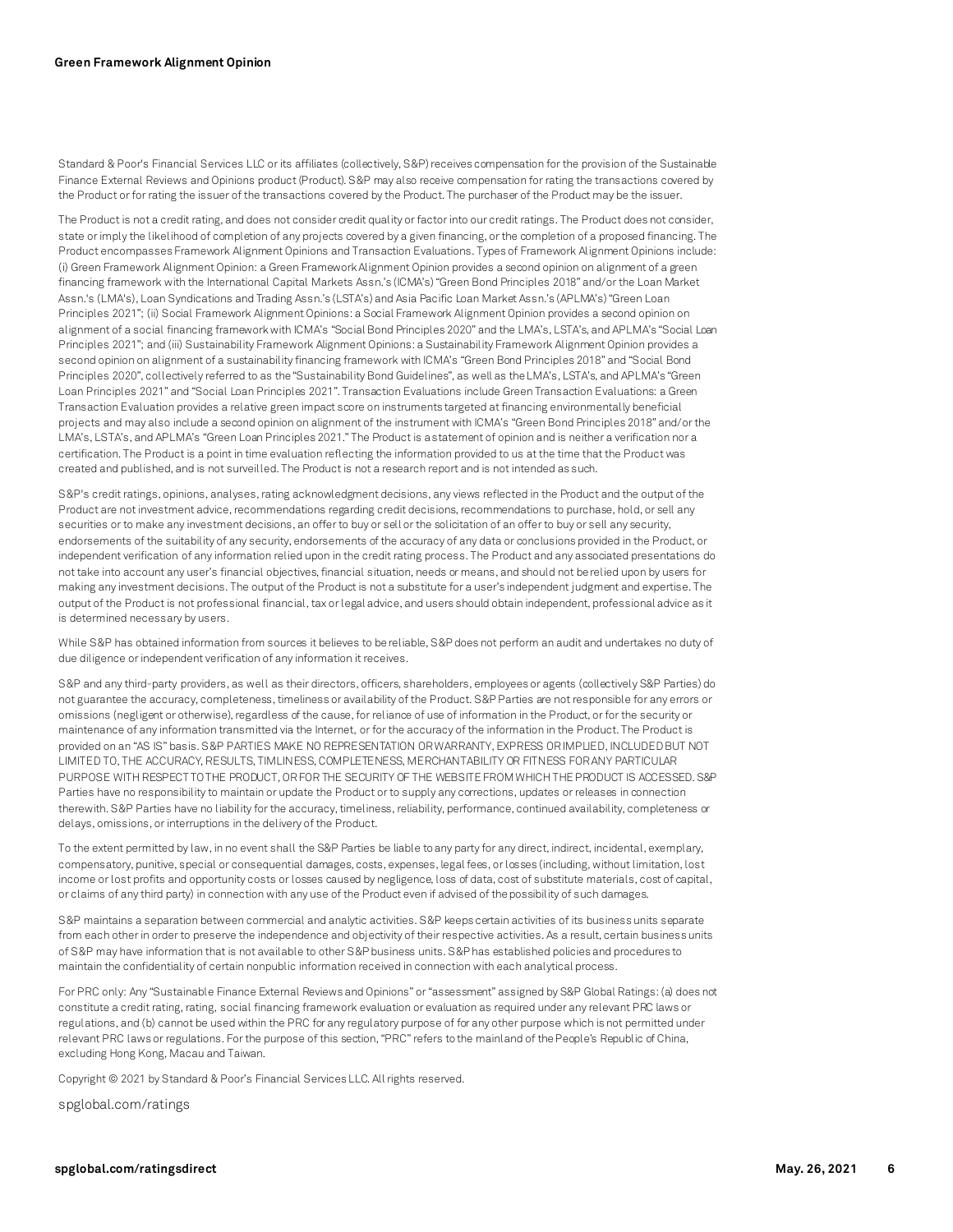Standard & Poor's Financial Services LLC or its affiliates (collectively, S&P) receives compensation for the provision of the Sustainable Finance External Reviews and Opinions product (Product). S&P may also receive compensation for rating the transactions covered by the Product or for rating the issuer of the transactions covered by the Product. The purchaser of the Product may be the issuer.

The Product is not a credit rating, and does not consider credit quality or factor into our credit ratings. The Product does not consider, state or imply the likelihood of completion of any projects covered by a given financing, or the completion of a proposed financing. The Product encompasses Framework Alignment Opinions and Transaction Evaluations. Types of Framework Alignment Opinions include: (i) Green Framework Alignment Opinion: a Green Framework Alignment Opinion provides a second opinion on alignment of a green financing framework with the International Capital Markets Assn.'s (ICMA's) "Green Bond Principles 2018" and/or the Loan Market Assn.'s (LMA's), Loan Syndications and Trading Assn.'s (LSTA's) and Asia Pacific Loan Market Assn.'s (APLMA's) "Green Loan Principles 2021"; (ii) Social Framework Alignment Opinions: a Social Framework Alignment Opinion provides a second opinion on alignment of a social financing framework with ICMA's "Social Bond Principles 2020" and the LMA's, LSTA's, and APLMA's "Social Loan Principles 2021"; and (iii) Sustainability Framework Alignment Opinions: a Sustainability Framework Alignment Opinion provides a second opinion on alignment of a sustainability financing framework with ICMA's "Green Bond Principles 2018" and "Social Bond Principles 2020", collectively referred to as the "Sustainability Bond Guidelines", as well as the LMA's, LSTA's, and APLMA's "Green Loan Principles 2021" and "Social Loan Principles 2021". Transaction Evaluations include Green Transaction Evaluations: a Green Transaction Evaluation provides a relative green impact score on instruments targeted at financing environmentally beneficial projects and may also include a second opinion on alignment of the instrument with ICMA's "Green Bond Principles 2018" and/or the LMA's, LSTA's, and APLMA's "Green Loan Principles 2021." The Product is a statement of opinion and is neither a verification nor a certification. The Product is a point in time evaluation reflecting the information provided to us at the time that the Product was created and published, and is not surveilled. The Product is not a research report and is not intended as such.

S&P's credit ratings, opinions, analyses, rating acknowledgment decisions, any views reflected in the Product and the output of the Product are not investment advice, recommendations regarding credit decisions, recommendations to purchase, hold, or sell any securities or to make any investment decisions, an offer to buy or sell or the solicitation of an offer to buy or sell any security, endorsements of the suitability of any security, endorsements of the accuracy of any data or conclusions provided in the Product, or independent verification of any information relied upon in the credit rating process. The Product and any associated presentations do not take into account any user's financial objectives, financial situation, needs or means, and should not be relied upon by users for making any investment decisions. The output of the Product is not a substitute for a user's independent judgment and expertise. The output of the Product is not professional financial, tax or legal advice, and users should obtain independent, professional advice as it is determined necessary by users.

While S&P has obtained information from sources it believes to be reliable, S&P does not perform an audit and undertakes no duty of due diligence or independent verification of any information it receives.

S&P and any third-party providers, as well as their directors, officers, shareholders, employees or agents (collectively S&P Parties) do not guarantee the accuracy, completeness, timeliness or availability of the Product. S&P Parties are not responsible for any errors or omissions (negligent or otherwise), regardless of the cause, for reliance of use of information in the Product, or for the security or maintenance of any information transmitted via the Internet, or for the accuracy of the information in the Product. The Product is provided on an "AS IS" basis. S&P PARTIES MAKE NO REPRESENTATION OR WARRANTY, EXPRESS OR IMPLIED, INCLUDED BUT NOT LIMITED TO, THE ACCURACY, RESULTS, TIMLINESS, COMPLETENESS, MERCHANTABILITY OR FITNESS FOR ANY PARTICULAR PURPOSE WITH RESPECT TO THE PRODUCT, OR FOR THE SECURITY OF THE WEBSITE FROM WHICH THE PRODUCT IS ACCESSED. S&P Parties have no responsibility to maintain or update the Product or to supply any corrections, updates or releases in connection therewith. S&P Parties have no liability for the accuracy, timeliness, reliability, performance, continued availability, completeness or delays, omissions, or interruptions in the delivery of the Product.

To the extent permitted by law, in no event shall the S&P Parties be liable to any party for any direct, indirect, incidental, exemplary, compensatory, punitive, special or consequential damages, costs, expenses, legal fees, or losses (including, without limitation, lost income or lost profits and opportunity costs or losses caused by negligence, loss of data, cost of substitute materials, cost of capital, or claims of any third party) in connection with any use of the Product even if advised of the possibility of such damages.

S&P maintains a separation between commercial and analytic activities. S&P keeps certain activities of its business units separate from each other in order to preserve the independence and objectivity of their respective activities. As a result, certain business units of S&P may have information that is not available to other S&P business units. S&P has established policies and procedures to maintain the confidentiality of certain nonpublic information received in connection with each analytical process.

For PRC only: Any "Sustainable Finance External Reviews and Opinions" or "assessment" assigned by S&P Global Ratings: (a) does not constitute a credit rating, rating, social financing framework evaluation or evaluation as required under any relevant PRC laws or regulations, and (b) cannot be used within the PRC for any regulatory purpose of for any other purpose which is not permitted under relevant PRC laws or regulations. For the purpose of this section, "PRC" refers to the mainland of the People's Republic of China, excluding Hong Kong, Macau and Taiwan.

Copyright © 2021 by Standard & Poor's Financial Services LLC. All rights reserved.

spglobal.com/ratings